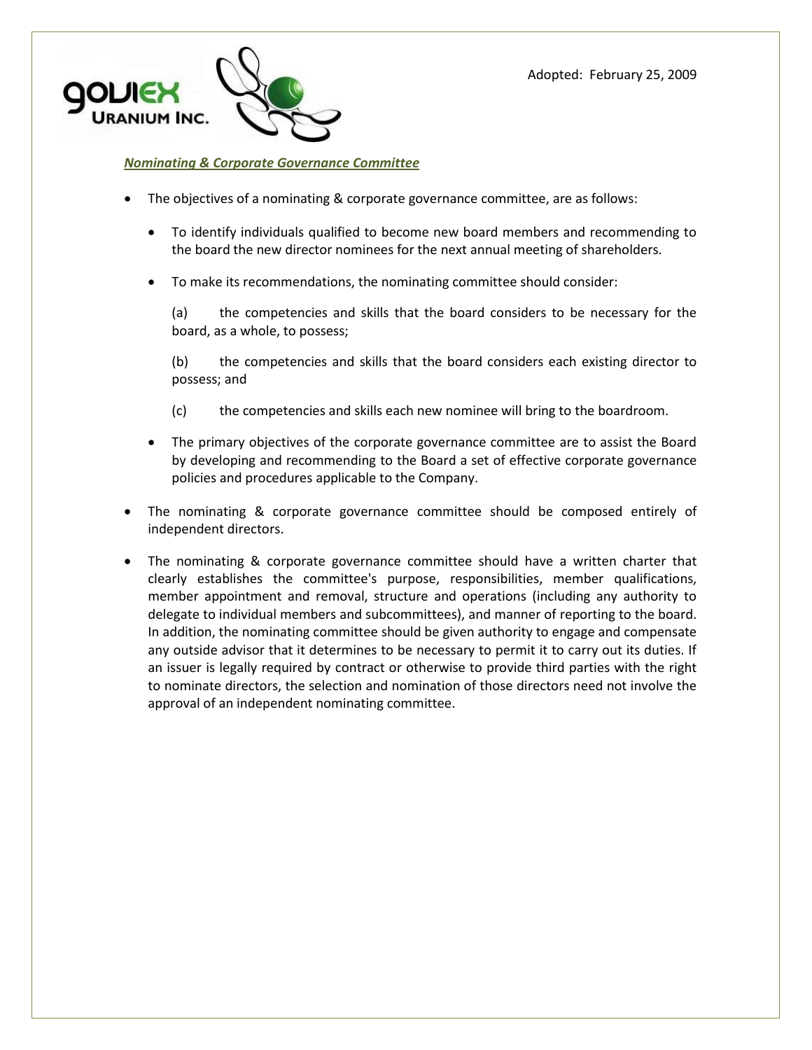Adopted: February 25, 2009

## ***Nominating & Corporate Governance Committee***

- The objectives of a nominating & corporate governance committee, are as follows:
  - To identify individuals qualified to become new board members and recommending to the board the new director nominees for the next annual meeting of shareholders.
  - To make its recommendations, the nominating committee should consider:

    (a) the competencies and skills that the board considers to be necessary for the board, as a whole, to possess;

    (b) the competencies and skills that the board considers each existing director to possess; and

    (c) the competencies and skills each new nominee will bring to the boardroom.
  - The primary objectives of the corporate governance committee are to assist the Board by developing and recommending to the Board a set of effective corporate governance policies and procedures applicable to the Company.
- The nominating & corporate governance committee should be composed entirely of independent directors.
- The nominating & corporate governance committee should have a written charter that clearly establishes the committee's purpose, responsibilities, member qualifications, member appointment and removal, structure and operations (including any authority to delegate to individual members and subcommittees), and manner of reporting to the board. In addition, the nominating committee should be given authority to engage and compensate any outside advisor that it determines to be necessary to permit it to carry out its duties. If an issuer is legally required by contract or otherwise to provide third parties with the right to nominate directors, the selection and nomination of those directors need not involve the approval of an independent nominating committee.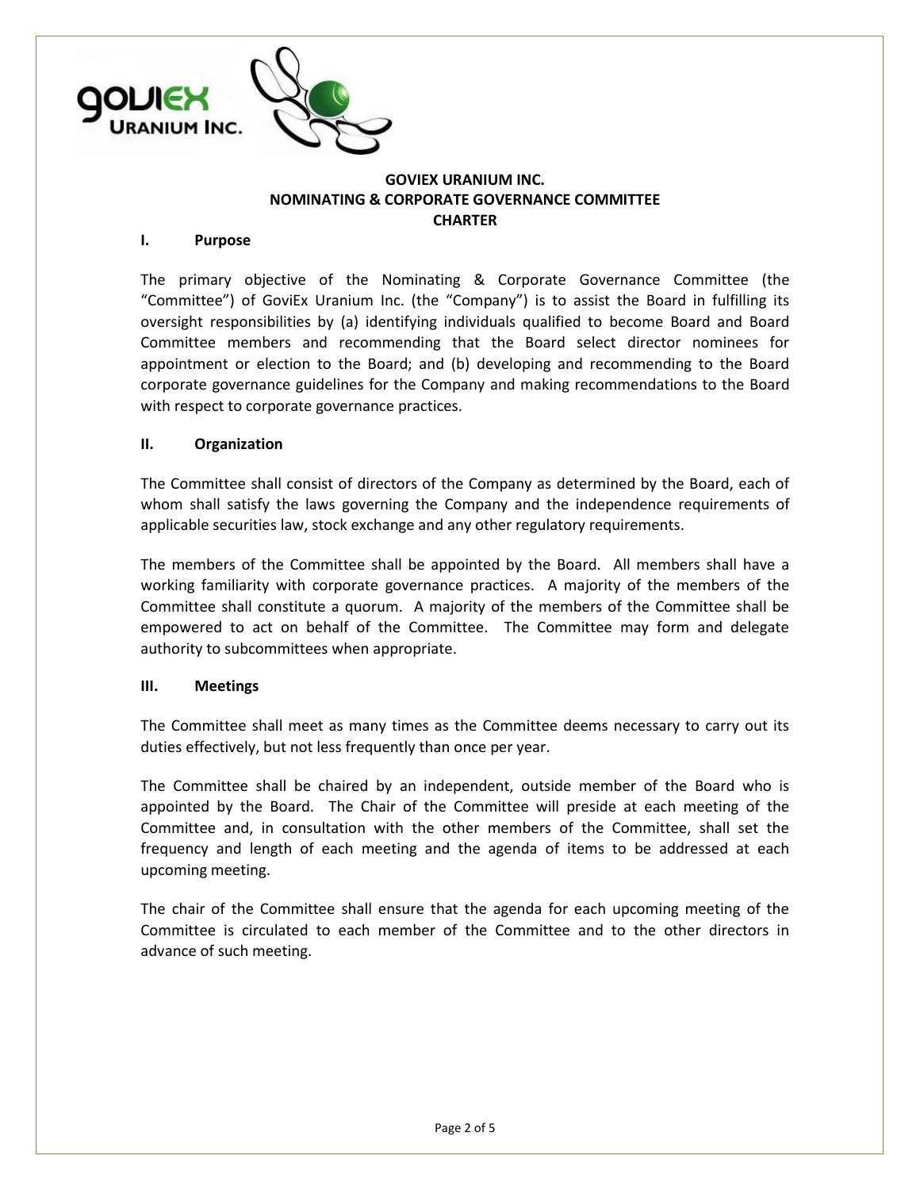**GOVIEX URANIUM INC.**
**NOMINATING & CORPORATE GOVERNANCE COMMITTEE**
**CHARTER**

## I. Purpose

The primary objective of the Nominating & Corporate Governance Committee (the "Committee") of GoviEx Uranium Inc. (the "Company") is to assist the Board in fulfilling its oversight responsibilities by (a) identifying individuals qualified to become Board and Board Committee members and recommending that the Board select director nominees for appointment or election to the Board; and (b) developing and recommending to the Board corporate governance guidelines for the Company and making recommendations to the Board with respect to corporate governance practices.

## II. Organization

The Committee shall consist of directors of the Company as determined by the Board, each of whom shall satisfy the laws governing the Company and the independence requirements of applicable securities law, stock exchange and any other regulatory requirements.

The members of the Committee shall be appointed by the Board. All members shall have a working familiarity with corporate governance practices. A majority of the members of the Committee shall constitute a quorum. A majority of the members of the Committee shall be empowered to act on behalf of the Committee. The Committee may form and delegate authority to subcommittees when appropriate.

## III. Meetings

The Committee shall meet as many times as the Committee deems necessary to carry out its duties effectively, but not less frequently than once per year.

The Committee shall be chaired by an independent, outside member of the Board who is appointed by the Board. The Chair of the Committee will preside at each meeting of the Committee and, in consultation with the other members of the Committee, shall set the frequency and length of each meeting and the agenda of items to be addressed at each upcoming meeting.

The chair of the Committee shall ensure that the agenda for each upcoming meeting of the Committee is circulated to each member of the Committee and to the other directors in advance of such meeting.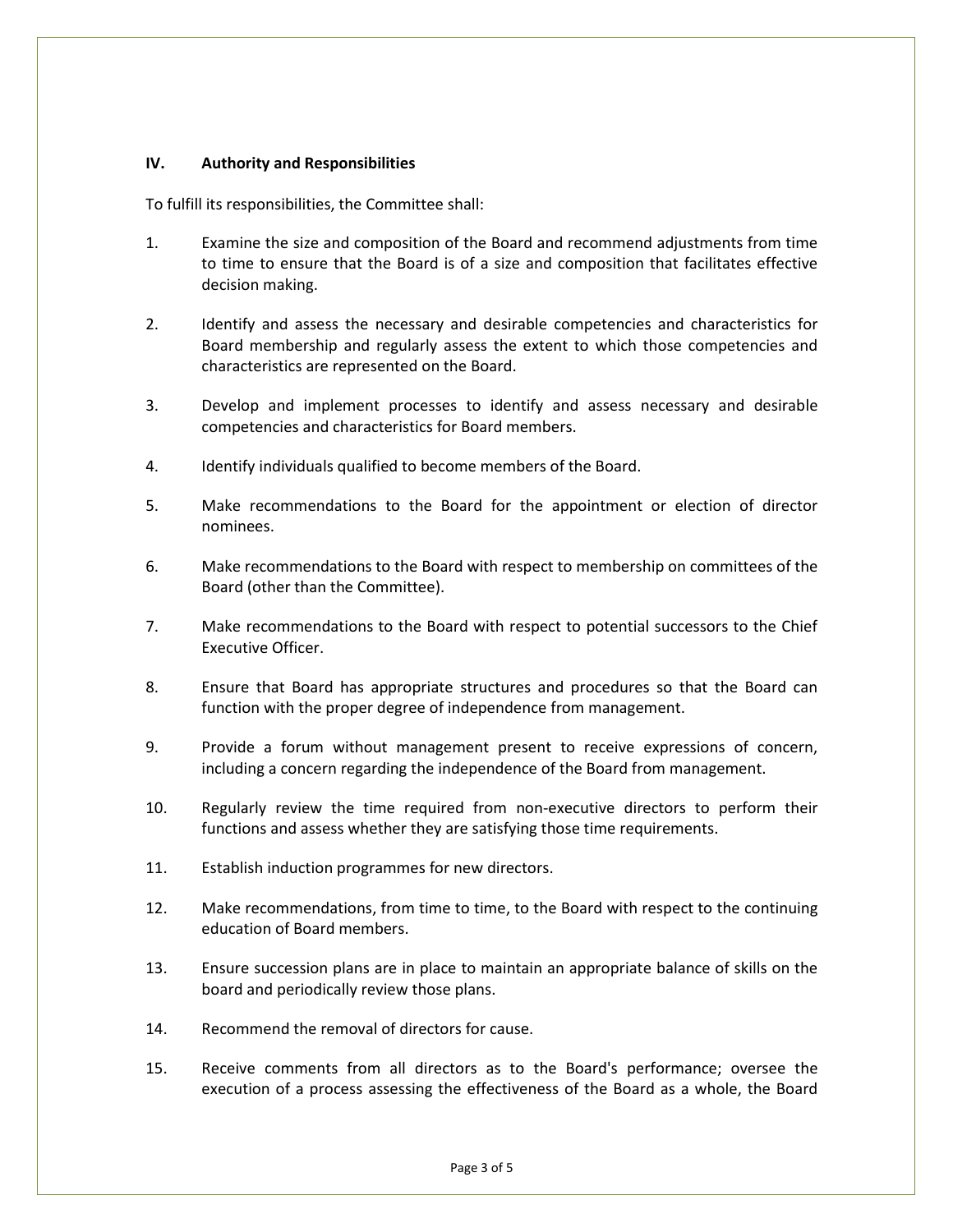## IV. Authority and Responsibilities

To fulfill its responsibilities, the Committee shall:

1. Examine the size and composition of the Board and recommend adjustments from time to time to ensure that the Board is of a size and composition that facilitates effective decision making.
2. Identify and assess the necessary and desirable competencies and characteristics for Board membership and regularly assess the extent to which those competencies and characteristics are represented on the Board.
3. Develop and implement processes to identify and assess necessary and desirable competencies and characteristics for Board members.
4. Identify individuals qualified to become members of the Board.
5. Make recommendations to the Board for the appointment or election of director nominees.
6. Make recommendations to the Board with respect to membership on committees of the Board (other than the Committee).
7. Make recommendations to the Board with respect to potential successors to the Chief Executive Officer.
8. Ensure that Board has appropriate structures and procedures so that the Board can function with the proper degree of independence from management.
9. Provide a forum without management present to receive expressions of concern, including a concern regarding the independence of the Board from management.
10. Regularly review the time required from non-executive directors to perform their functions and assess whether they are satisfying those time requirements.
11. Establish induction programmes for new directors.
12. Make recommendations, from time to time, to the Board with respect to the continuing education of Board members.
13. Ensure succession plans are in place to maintain an appropriate balance of skills on the board and periodically review those plans.
14. Recommend the removal of directors for cause.
15. Receive comments from all directors as to the Board's performance; oversee the execution of a process assessing the effectiveness of the Board as a whole, the Board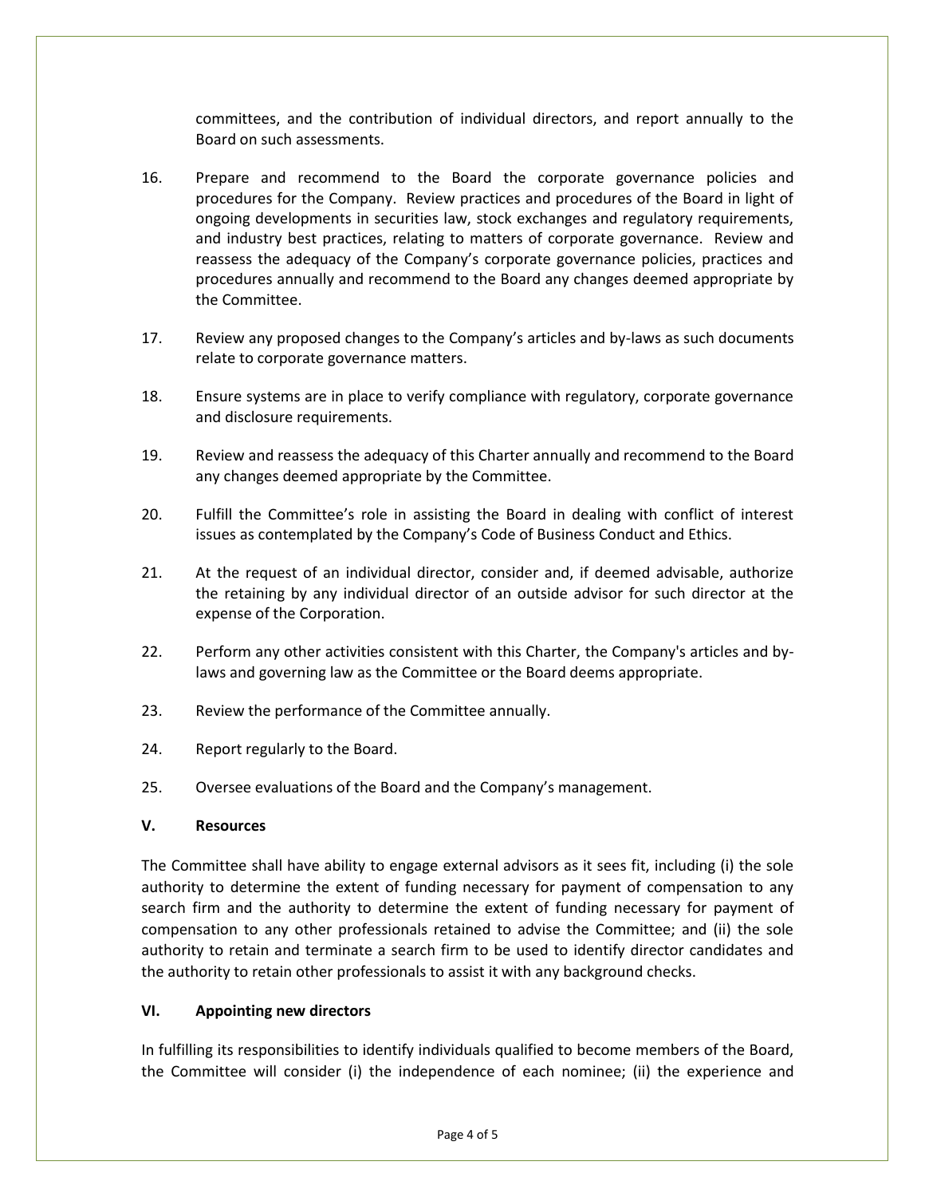committees, and the contribution of individual directors, and report annually to the Board on such assessments.

16. Prepare and recommend to the Board the corporate governance policies and procedures for the Company. Review practices and procedures of the Board in light of ongoing developments in securities law, stock exchanges and regulatory requirements, and industry best practices, relating to matters of corporate governance. Review and reassess the adequacy of the Company's corporate governance policies, practices and procedures annually and recommend to the Board any changes deemed appropriate by the Committee.

17. Review any proposed changes to the Company's articles and by-laws as such documents relate to corporate governance matters.

18. Ensure systems are in place to verify compliance with regulatory, corporate governance and disclosure requirements.

19. Review and reassess the adequacy of this Charter annually and recommend to the Board any changes deemed appropriate by the Committee.

20. Fulfill the Committee's role in assisting the Board in dealing with conflict of interest issues as contemplated by the Company's Code of Business Conduct and Ethics.

21. At the request of an individual director, consider and, if deemed advisable, authorize the retaining by any individual director of an outside advisor for such director at the expense of the Corporation.

22. Perform any other activities consistent with this Charter, the Company's articles and by-laws and governing law as the Committee or the Board deems appropriate.

23. Review the performance of the Committee annually.

24. Report regularly to the Board.

25. Oversee evaluations of the Board and the Company's management.

## V. Resources

The Committee shall have ability to engage external advisors as it sees fit, including (i) the sole authority to determine the extent of funding necessary for payment of compensation to any search firm and the authority to determine the extent of funding necessary for payment of compensation to any other professionals retained to advise the Committee; and (ii) the sole authority to retain and terminate a search firm to be used to identify director candidates and the authority to retain other professionals to assist it with any background checks.

## VI. Appointing new directors

In fulfilling its responsibilities to identify individuals qualified to become members of the Board, the Committee will consider (i) the independence of each nominee; (ii) the experience and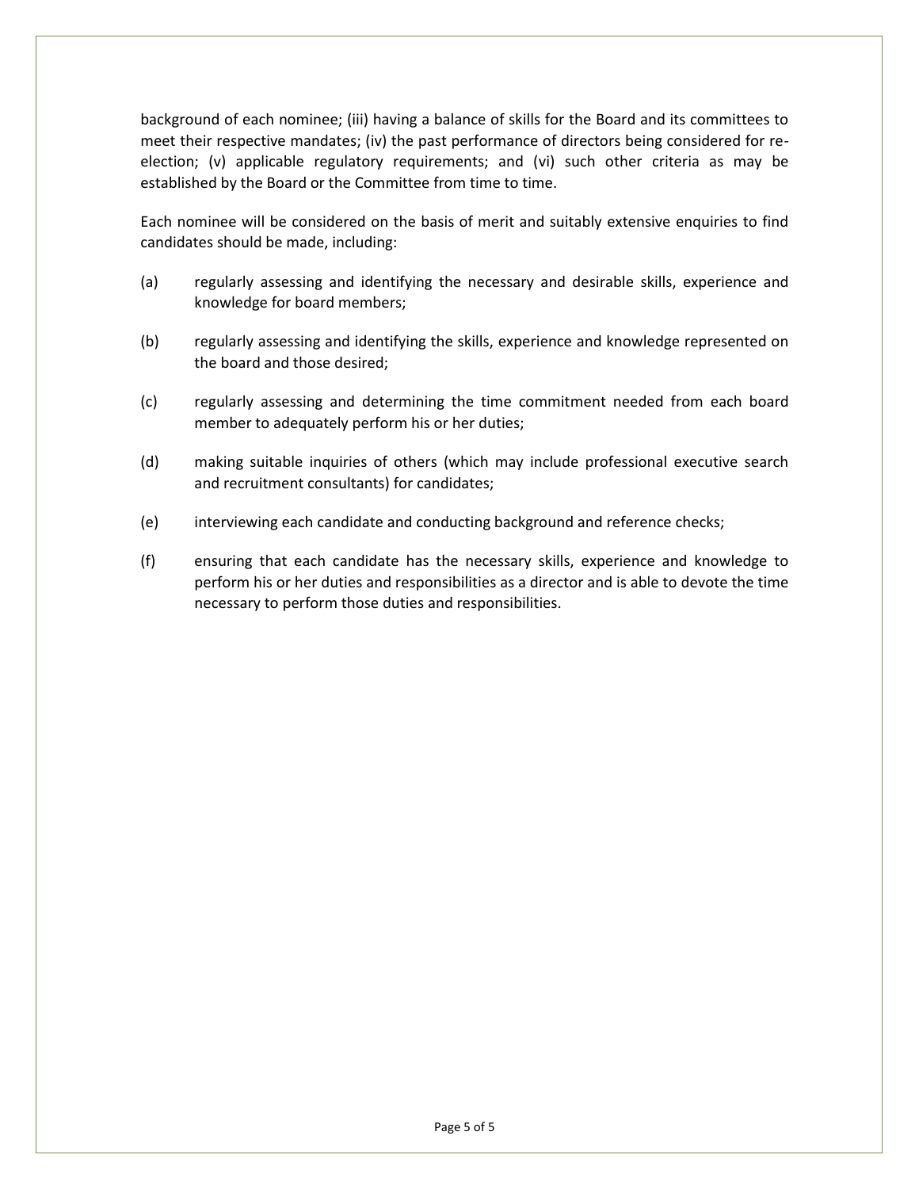background of each nominee; (iii) having a balance of skills for the Board and its committees to meet their respective mandates; (iv) the past performance of directors being considered for re-election; (v) applicable regulatory requirements; and (vi) such other criteria as may be established by the Board or the Committee from time to time.

Each nominee will be considered on the basis of merit and suitably extensive enquiries to find candidates should be made, including:

(a) regularly assessing and identifying the necessary and desirable skills, experience and knowledge for board members;

(b) regularly assessing and identifying the skills, experience and knowledge represented on the board and those desired;

(c) regularly assessing and determining the time commitment needed from each board member to adequately perform his or her duties;

(d) making suitable inquiries of others (which may include professional executive search and recruitment consultants) for candidates;

(e) interviewing each candidate and conducting background and reference checks;

(f) ensuring that each candidate has the necessary skills, experience and knowledge to perform his or her duties and responsibilities as a director and is able to devote the time necessary to perform those duties and responsibilities.